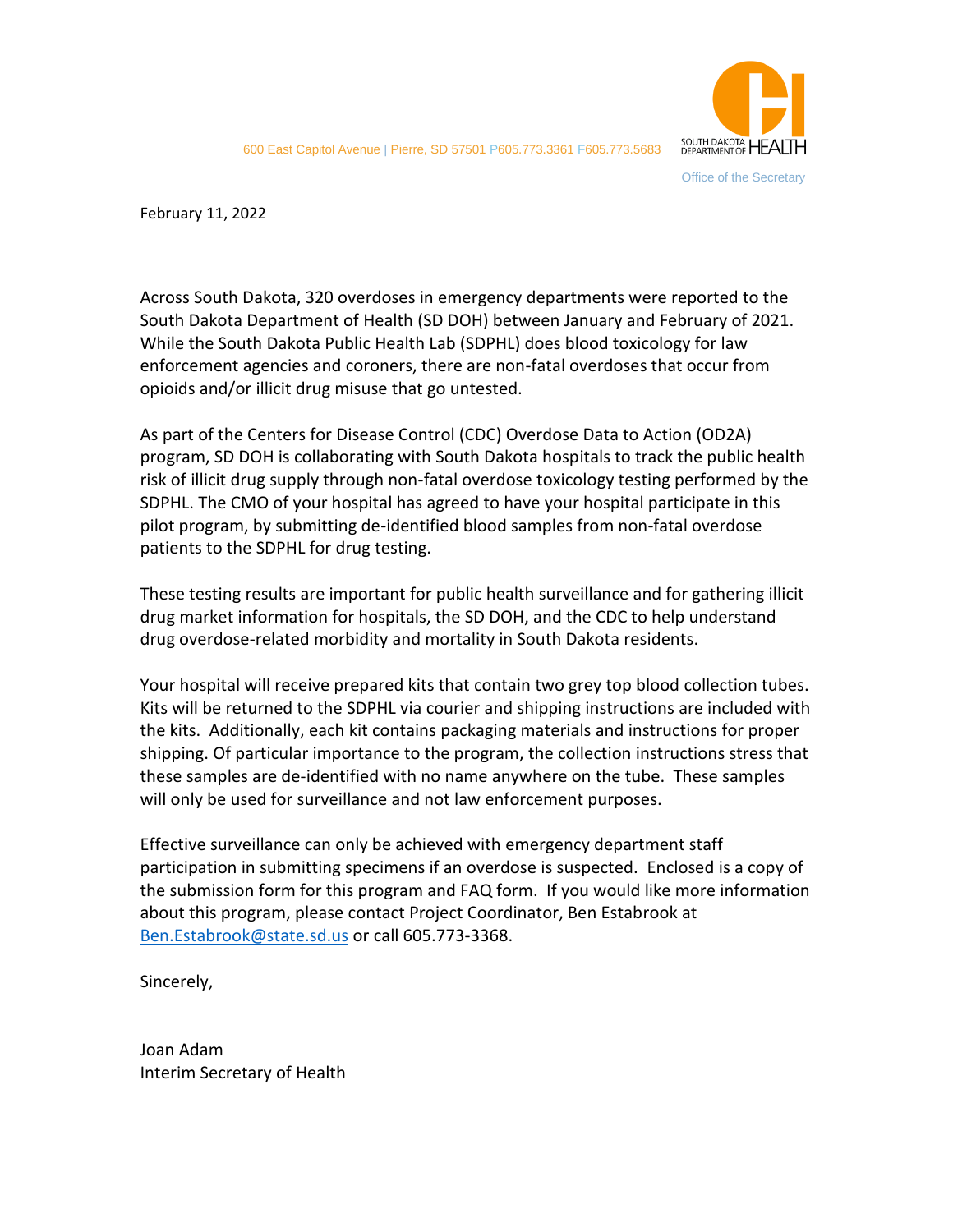600 East Capitol Avenue | Pierre, SD 57501 P605.773.3361 F605.773.5683

SOUTH DAKOTA DEPARTMENT OF HEALTH

Office of the Secretary

February 11, 2022

Across South Dakota, 320 overdoses in emergency departments were reported to the South Dakota Department of Health (SD DOH) between January and February of 2021. While the South Dakota Public Health Lab (SDPHL) does blood toxicology for law enforcement agencies and coroners, there are non-fatal overdoses that occur from opioids and/or illicit drug misuse that go untested.

As part of the Centers for Disease Control (CDC) Overdose Data to Action (OD2A) program, SD DOH is collaborating with South Dakota hospitals to track the public health risk of illicit drug supply through non-fatal overdose toxicology testing performed by the SDPHL. The CMO of your hospital has agreed to have your hospital participate in this pilot program, by submitting de-identified blood samples from non-fatal overdose patients to the SDPHL for drug testing.

These testing results are important for public health surveillance and for gathering illicit drug market information for hospitals, the SD DOH, and the CDC to help understand drug overdose-related morbidity and mortality in South Dakota residents.

Your hospital will receive prepared kits that contain two grey top blood collection tubes. Kits will be returned to the SDPHL via courier and shipping instructions are included with the kits. Additionally, each kit contains packaging materials and instructions for proper shipping. Of particular importance to the program, the collection instructions stress that these samples are de-identified with no name anywhere on the tube. These samples will only be used for surveillance and not law enforcement purposes.

Effective surveillance can only be achieved with emergency department staff participation in submitting specimens if an overdose is suspected. Enclosed is a copy of the submission form for this program and FAQ form. If you would like more information about this program, please contact Project Coordinator, Ben Estabrook at Ben.Estabrook@state.sd.us or call 605.773-3368.

Sincerely,

Joan Adam
Interim Secretary of Health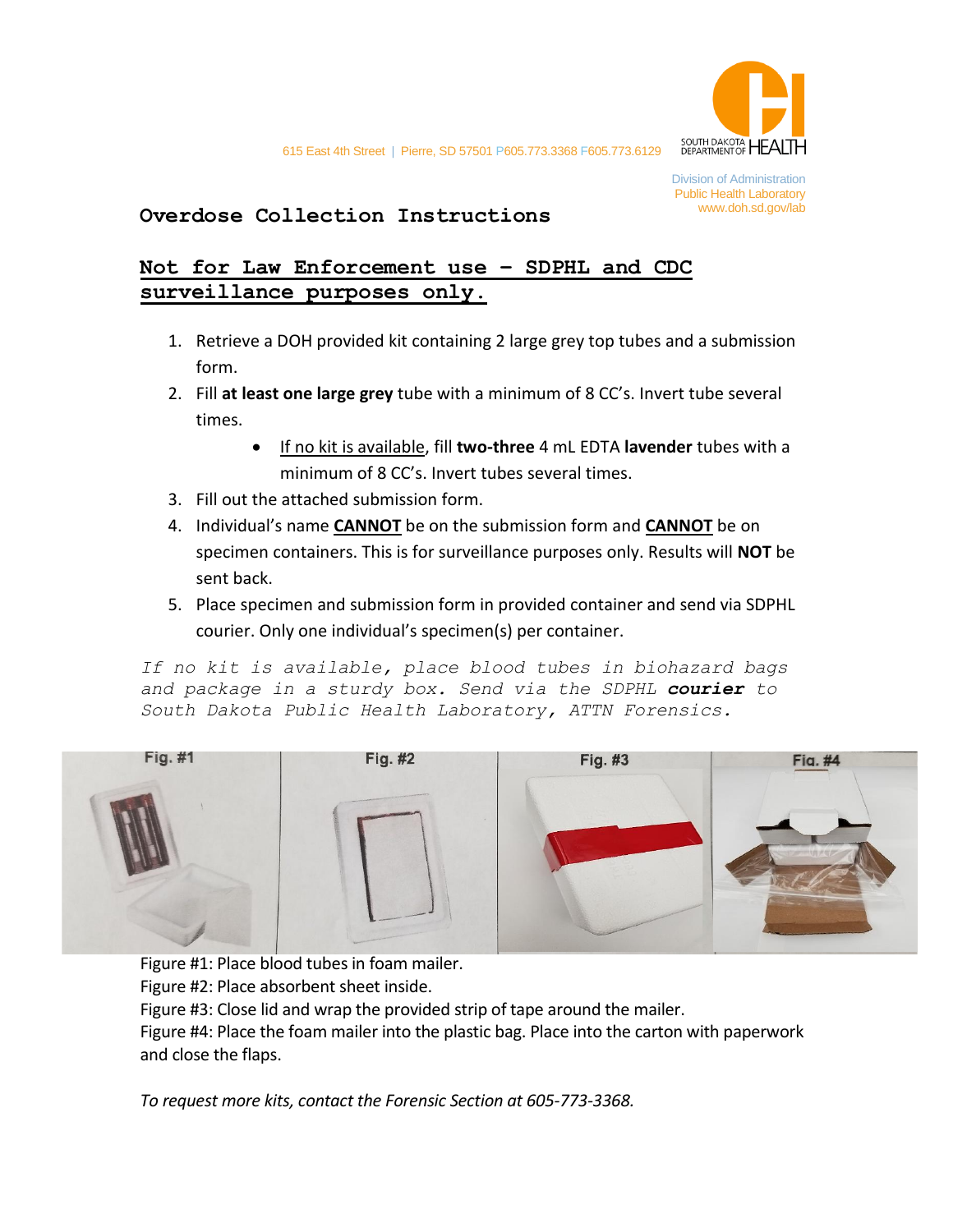615 East 4th Street | Pierre, SD 57501 P605.773.3368 F605.773.6129

SOUTH DAKOTA DEPARTMENT OF HEALTH

Division of Administration
Public Health Laboratory
www.doh.sd.gov/lab

# Overdose Collection Instructions

## Not for Law Enforcement use – SDPHL and CDC surveillance purposes only.

1. Retrieve a DOH provided kit containing 2 large grey top tubes and a submission form.
2. Fill **at least one large grey** tube with a minimum of 8 CC's. Invert tube several times.
   - If no kit is available, fill **two-three** 4 mL EDTA **lavender** tubes with a minimum of 8 CC's. Invert tubes several times.
3. Fill out the attached submission form.
4. Individual's name **CANNOT** be on the submission form and **CANNOT** be on specimen containers. This is for surveillance purposes only. Results will **NOT** be sent back.
5. Place specimen and submission form in provided container and send via SDPHL courier. Only one individual's specimen(s) per container.

*If no kit is available, place blood tubes in biohazard bags and package in a sturdy box. Send via the SDPHL **courier** to South Dakota Public Health Laboratory, ATTN Forensics.*

Fig. #1 | Fig. #2 | Fig. #3 | Fig. #4

Figure #1: Place blood tubes in foam mailer.
Figure #2: Place absorbent sheet inside.
Figure #3: Close lid and wrap the provided strip of tape around the mailer.
Figure #4: Place the foam mailer into the plastic bag. Place into the carton with paperwork and close the flaps.

*To request more kits, contact the Forensic Section at 605-773-3368.*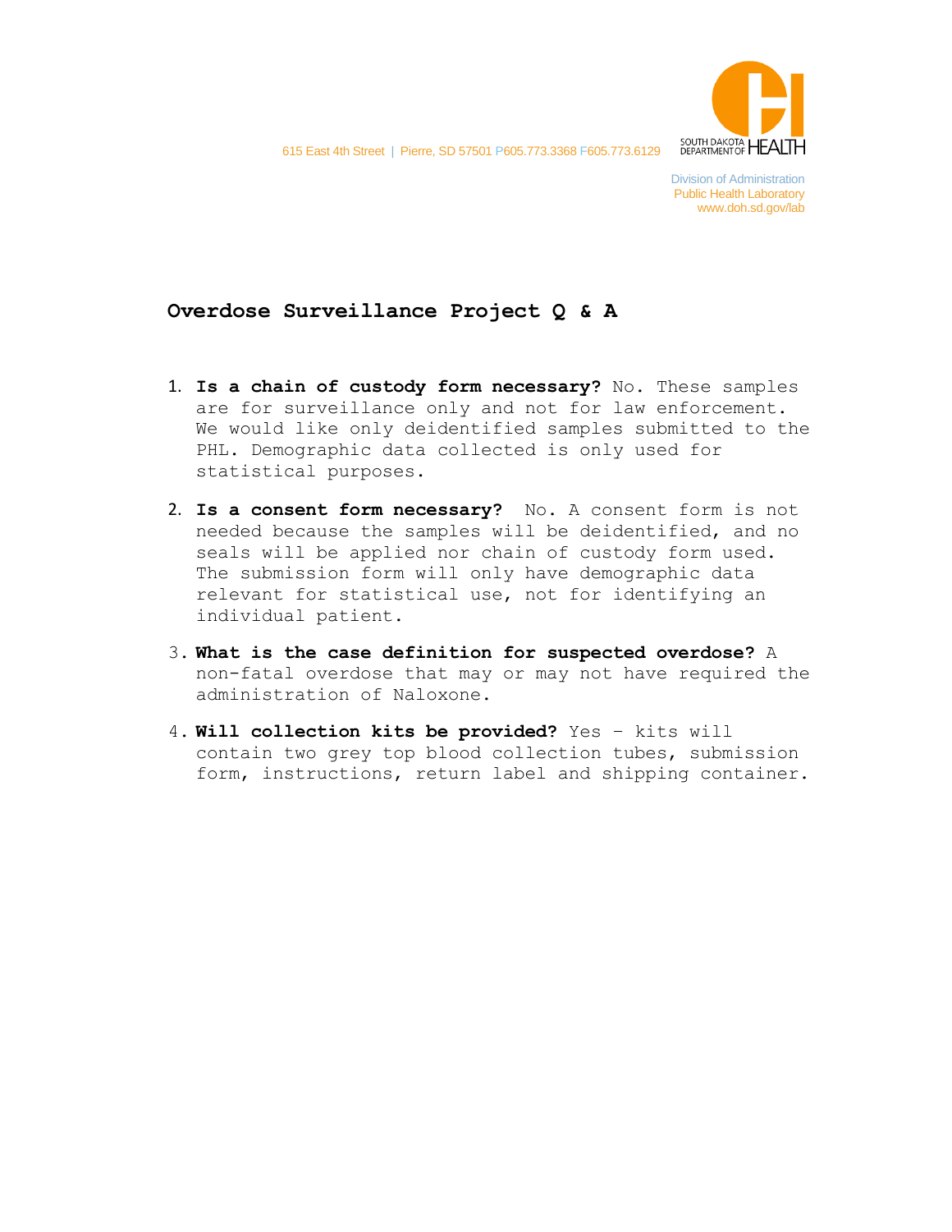615 East 4th Street | Pierre, SD 57501 P605.773.3368 F605.773.6129

SOUTH DAKOTA DEPARTMENT OF HEALTH

Division of Administration
Public Health Laboratory
www.doh.sd.gov/lab

## Overdose Surveillance Project Q & A

1. **Is a chain of custody form necessary?** No. These samples are for surveillance only and not for law enforcement. We would like only deidentified samples submitted to the PHL. Demographic data collected is only used for statistical purposes.

2. **Is a consent form necessary?** No. A consent form is not needed because the samples will be deidentified, and no seals will be applied nor chain of custody form used. The submission form will only have demographic data relevant for statistical use, not for identifying an individual patient.

3. **What is the case definition for suspected overdose?** A non-fatal overdose that may or may not have required the administration of Naloxone.

4. **Will collection kits be provided?** Yes – kits will contain two grey top blood collection tubes, submission form, instructions, return label and shipping container.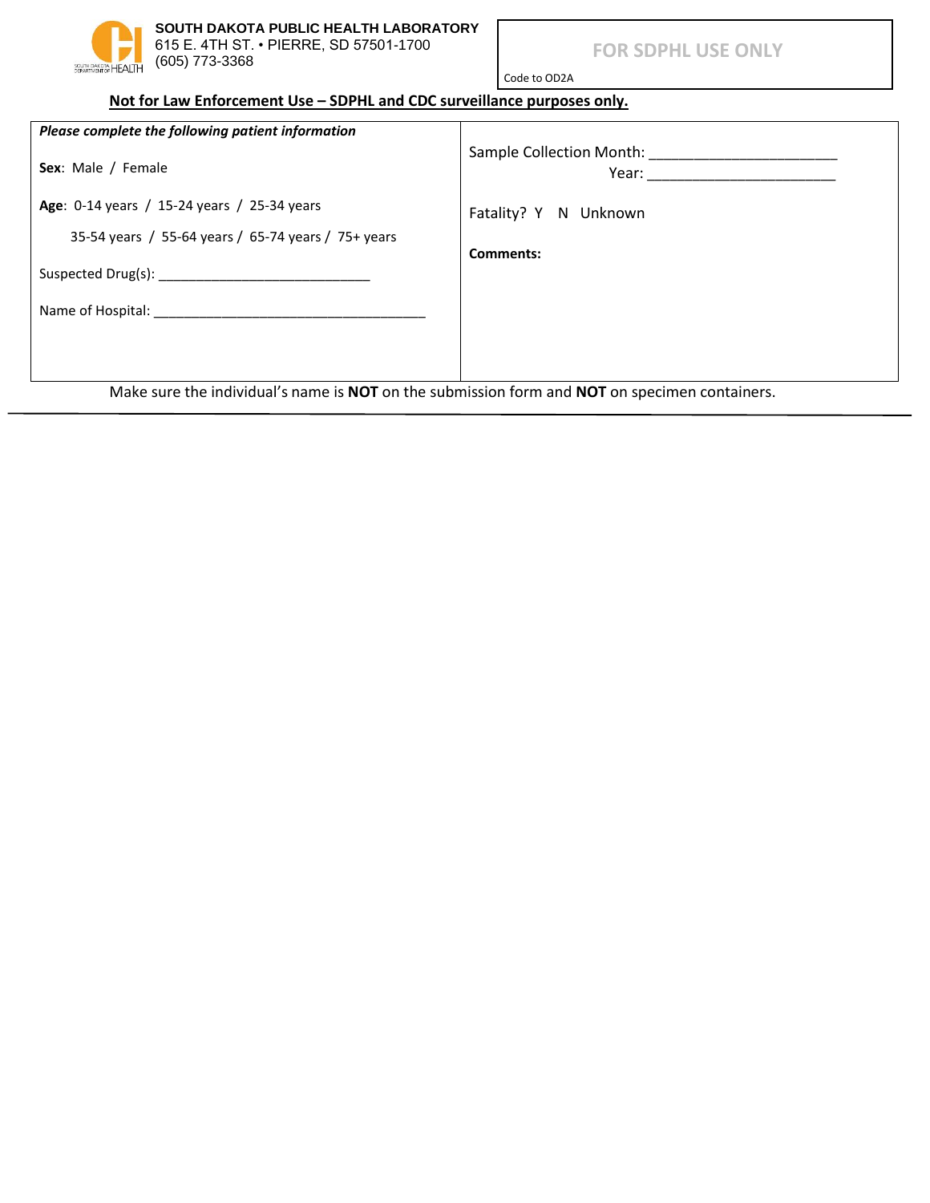**SOUTH DAKOTA PUBLIC HEALTH LABORATORY**
615 E. 4TH ST. • PIERRE, SD 57501-1700
(605) 773-3368

FOR SDPHL USE ONLY

Code to OD2A

**Not for Law Enforcement Use – SDPHL and CDC surveillance purposes only.**

***Please complete the following patient information***

**Sex**: Male / Female

**Age**: 0-14 years / 15-24 years / 25-34 years

35-54 years / 55-64 years / 65-74 years / 75+ years

Suspected Drug(s): ____________________________

Name of Hospital: ____________________________________

Sample Collection Month: ________________________

Year: ________________________

Fatality? Y N Unknown

**Comments:**

Make sure the individual's name is **NOT** on the submission form and **NOT** on specimen containers.